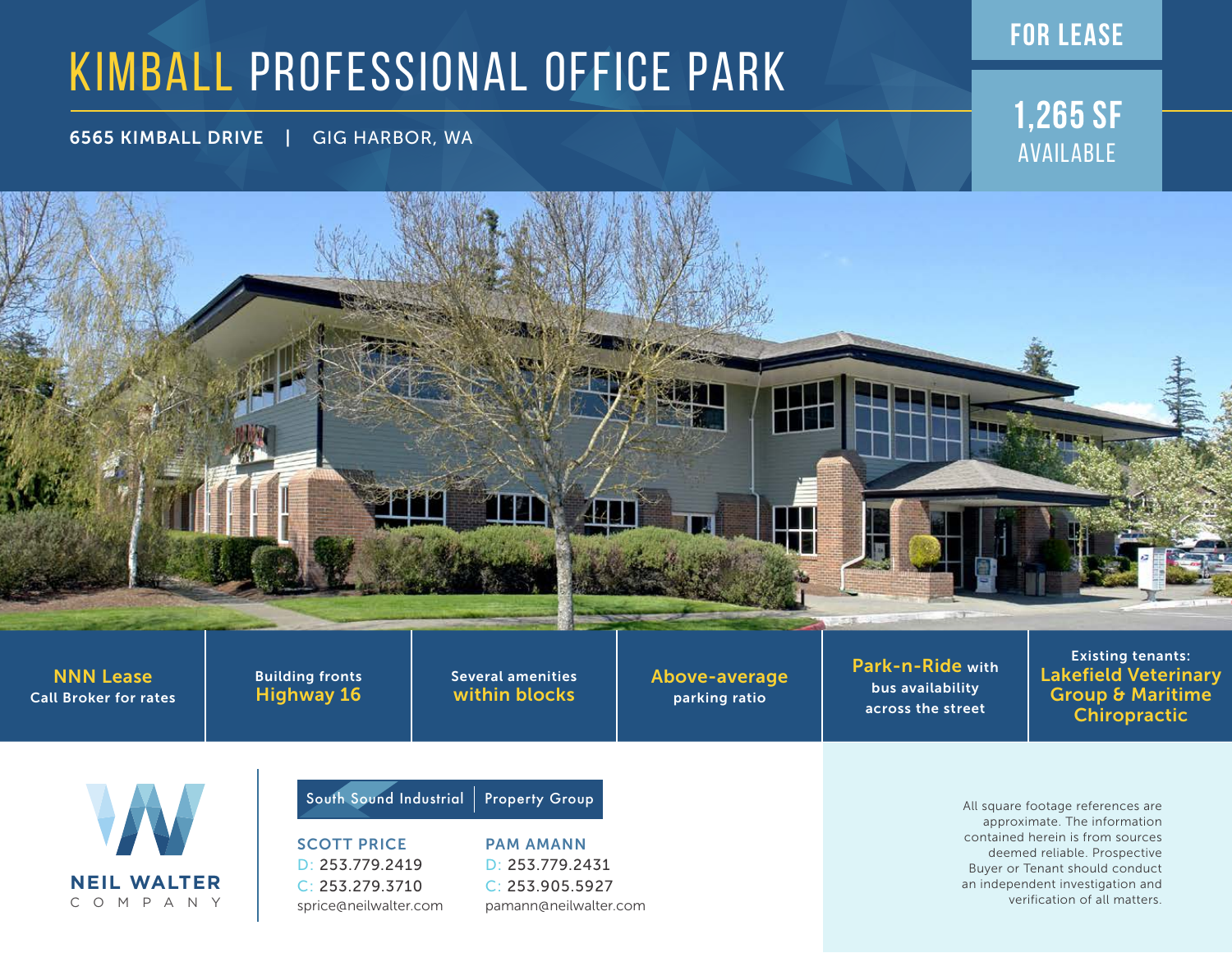# KIMBALL PROFESSIONAL OFFICE PARK

**6565 KIMBALL DRIVE | GIG HARBOR, WA**

## FOR LEASE

**1,265 SF AVAILABLE**

- **NNN Lease** Call Broker for rates
- Building fronts **Highway 16**
- Several amenities **within blocks**
- **Above-average** parking ratio
- **Park-n-Ride** with bus availability across the street
- Existing tenants: **Lakefield Veterinary Group & Maritime Chiropractic**

NEIL WALTER COMPANY

South Sound Industrial | Property Group

**SCOTT PRICE**
D: 253.779.2419
C: 253.279.3710
sprice@neilwalter.com

**PAM AMANN**
D: 253.779.2431
C: 253.905.5927
pamann@neilwalter.com

All square footage references are approximate. The information contained herein is from sources deemed reliable. Prospective Buyer or Tenant should conduct an independent investigation and verification of all matters.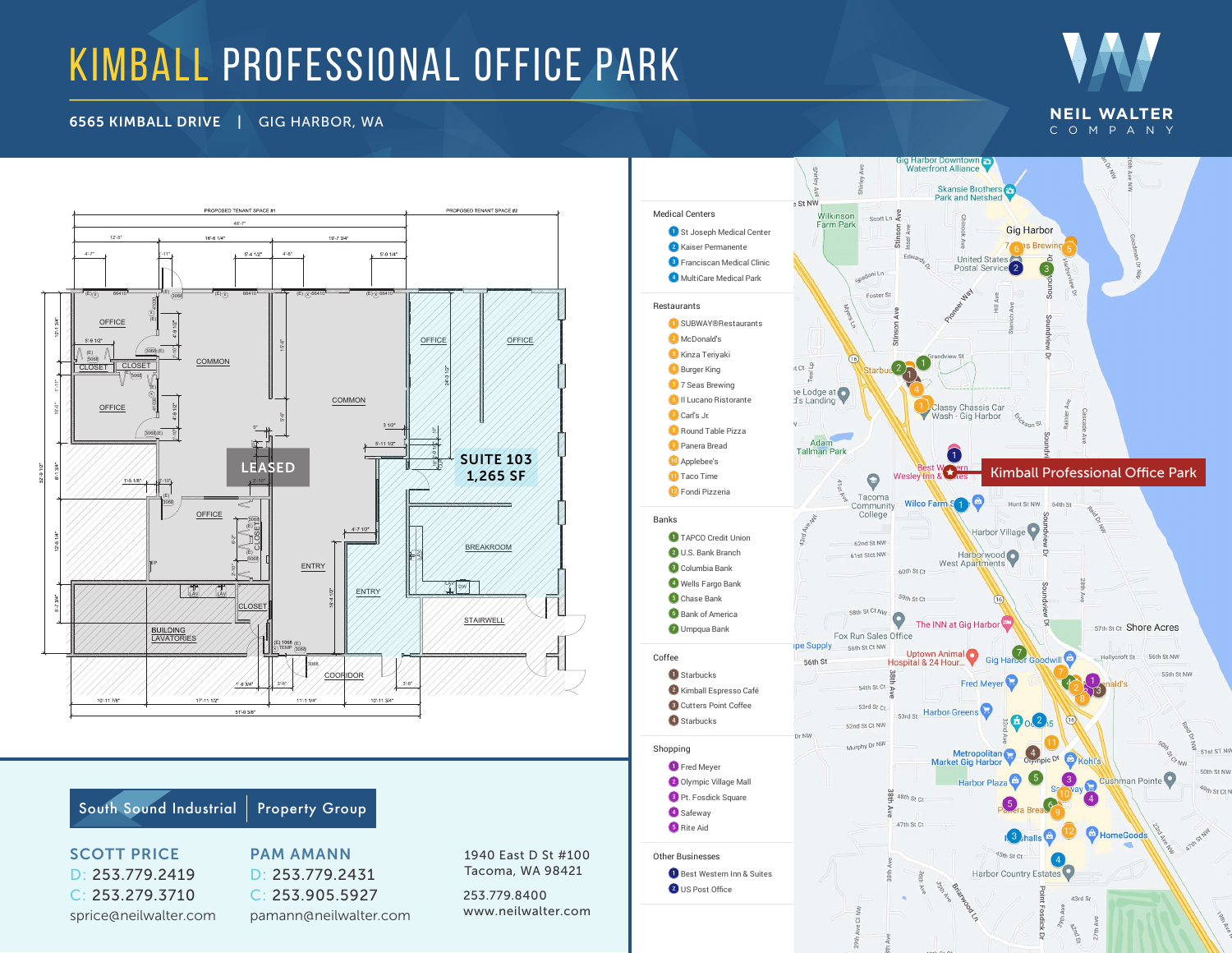# KIMBALL PROFESSIONAL OFFICE PARK

**6565 KIMBALL DRIVE | GIG HARBOR, WA**

NEIL WALTER COMPANY

LEASED

SUITE 103
1,265 SF

Kimball Professional Office Park

**Medical Centers**

1. St Joseph Medical Center
2. Kaiser Permanente
3. Franciscan Medical Clinic
4. MultiCare Medical Park

**Restaurants**

1. SUBWAY®Restaurants
2. McDonald's
3. Kinza Teriyaki
4. Burger King
5. 7 Seas Brewing
6. Il Lucano Ristorante
7. Carl's Jr.
8. Round Table Pizza
9. Panera Bread
10. Applebee's
11. Taco Time
12. Fondi Pizzeria

**Banks**

1. TAPCO Credit Union
2. U.S. Bank Branch
3. Columbia Bank
4. Wells Fargo Bank
5. Chase Bank
6. Bank of America
7. Umpqua Bank

**Coffee**

1. Starbucks
2. Kimball Espresso Café
3. Cutters Point Coffee
4. Starbucks

**Shopping**

1. Fred Meyer
2. Olympic Village Mall
3. Pt. Fosdick Square
4. Safeway
5. Rite Aid

**Other Businesses**

1. Best Western Inn & Suites
2. US Post Office

**South Sound Industrial | Property Group**

**SCOTT PRICE**
D: 253.779.2419
C: 253.279.3710
sprice@neilwalter.com

**PAM AMANN**
D: 253.779.2431
C: 253.905.5927
pamann@neilwalter.com

1940 East D St #100
Tacoma, WA 98421

253.779.8400
www.neilwalter.com